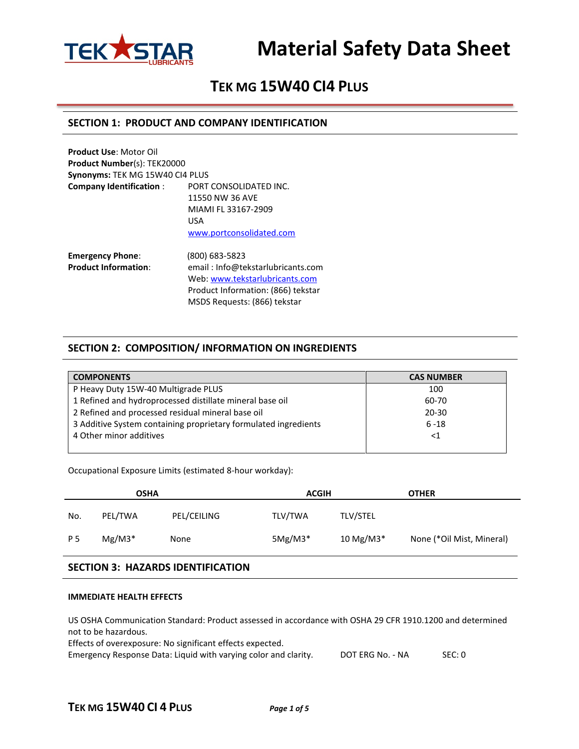# Material Safety Data Sheet

## TEK MG 15W40 CI4 PLUS

## SECTION 1: PRODUCT AND COMPANY IDENTIFICATION

**Product Use**: Motor Oil
**Product Number**(s): TEK20000
**Synonyms:** TEK MG 15W40 CI4 PLUS
**Company Identification** : PORT CONSOLIDATED INC.
11550 NW 36 AVE
MIAMI FL 33167-2909
USA
www.portconsolidated.com

**Emergency Phone**: (800) 683-5823
**Product Information**: email : Info@tekstarlubricants.com
Web: www.tekstarlubricants.com
Product Information: (866) tekstar
MSDS Requests: (866) tekstar

## SECTION 2: COMPOSITION/ INFORMATION ON INGREDIENTS

| COMPONENTS | CAS NUMBER |
|---|---|
| P Heavy Duty 15W-40 Multigrade PLUS | 100 |
| 1 Refined and hydroprocessed distillate mineral base oil | 60-70 |
| 2 Refined and processed residual mineral base oil | 20-30 |
| 3 Additive System containing proprietary formulated ingredients | 6 -18 |
| 4 Other minor additives | <1 |

Occupational Exposure Limits (estimated 8-hour workday):

| | OSHA | | ACGIH | | OTHER |
|---|---|---|---|---|---|
| No. | PEL/TWA | PEL/CEILING | TLV/TWA | TLV/STEL | |
| P 5 | Mg/M3* | None | 5Mg/M3* | 10 Mg/M3* | None (*Oil Mist, Mineral) |

## SECTION 3: HAZARDS IDENTIFICATION

### IMMEDIATE HEALTH EFFECTS

US OSHA Communication Standard: Product assessed in accordance with OSHA 29 CFR 1910.1200 and determined not to be hazardous.
Effects of overexposure: No significant effects expected.
Emergency Response Data: Liquid with varying color and clarity. DOT ERG No. - NA SEC: 0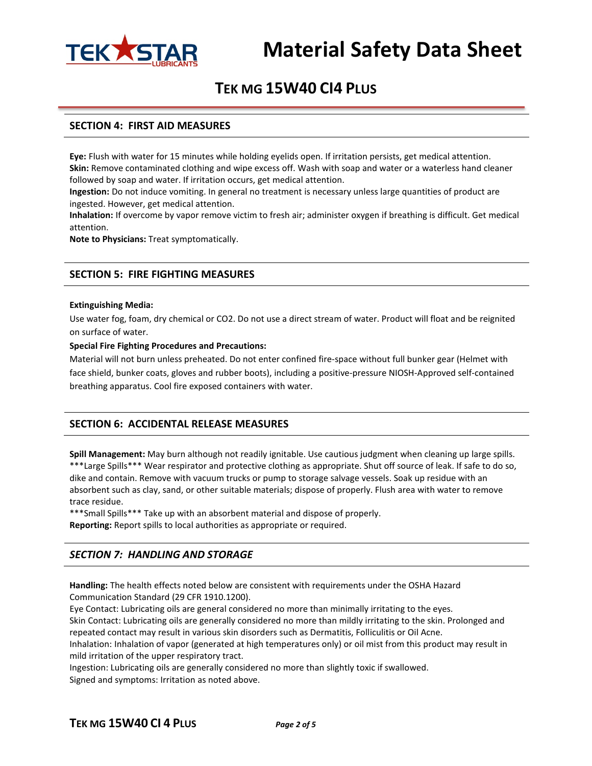# Material Safety Data Sheet

## TEK MG 15W40 CI4 PLUS

## SECTION 4: FIRST AID MEASURES

**Eye:** Flush with water for 15 minutes while holding eyelids open. If irritation persists, get medical attention.
**Skin:** Remove contaminated clothing and wipe excess off. Wash with soap and water or a waterless hand cleaner followed by soap and water. If irritation occurs, get medical attention.
**Ingestion:** Do not induce vomiting. In general no treatment is necessary unless large quantities of product are ingested. However, get medical attention.
**Inhalation:** If overcome by vapor remove victim to fresh air; administer oxygen if breathing is difficult. Get medical attention.
**Note to Physicians:** Treat symptomatically.

## SECTION 5: FIRE FIGHTING MEASURES

**Extinguishing Media:**

Use water fog, foam, dry chemical or CO2. Do not use a direct stream of water. Product will float and be reignited on surface of water.

**Special Fire Fighting Procedures and Precautions:**

Material will not burn unless preheated. Do not enter confined fire-space without full bunker gear (Helmet with face shield, bunker coats, gloves and rubber boots), including a positive-pressure NIOSH-Approved self-contained breathing apparatus. Cool fire exposed containers with water.

## SECTION 6: ACCIDENTAL RELEASE MEASURES

**Spill Management:** May burn although not readily ignitable. Use cautious judgment when cleaning up large spills.
***Large Spills*** Wear respirator and protective clothing as appropriate. Shut off source of leak. If safe to do so, dike and contain. Remove with vacuum trucks or pump to storage salvage vessels. Soak up residue with an absorbent such as clay, sand, or other suitable materials; dispose of properly. Flush area with water to remove trace residue.
***Small Spills*** Take up with an absorbent material and dispose of properly.
**Reporting:** Report spills to local authorities as appropriate or required.

## *SECTION 7: HANDLING AND STORAGE*

**Handling:** The health effects noted below are consistent with requirements under the OSHA Hazard Communication Standard (29 CFR 1910.1200).
Eye Contact: Lubricating oils are general considered no more than minimally irritating to the eyes.
Skin Contact: Lubricating oils are generally considered no more than mildly irritating to the skin. Prolonged and repeated contact may result in various skin disorders such as Dermatitis, Folliculitis or Oil Acne.
Inhalation: Inhalation of vapor (generated at high temperatures only) or oil mist from this product may result in mild irritation of the upper respiratory tract.
Ingestion: Lubricating oils are generally considered no more than slightly toxic if swallowed.
Signed and symptoms: Irritation as noted above.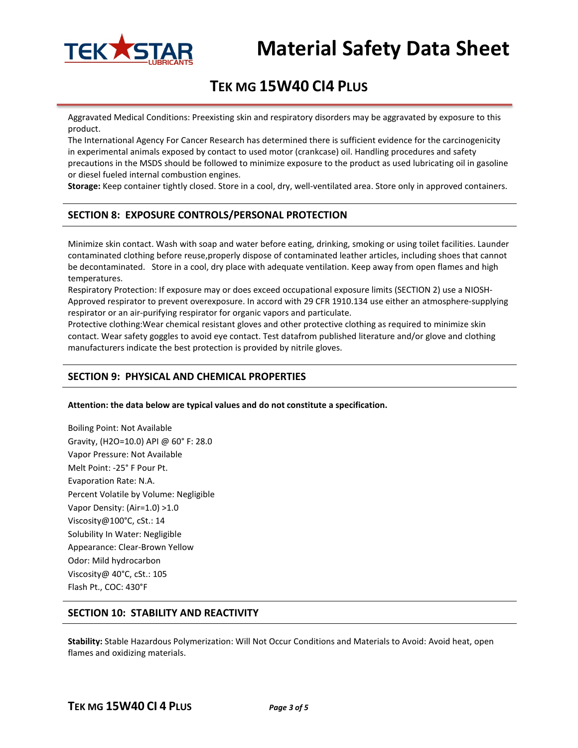Aggravated Medical Conditions: Preexisting skin and respiratory disorders may be aggravated by exposure to this product.
The International Agency For Cancer Research has determined there is sufficient evidence for the carcinogenicity in experimental animals exposed by contact to used motor (crankcase) oil. Handling procedures and safety precautions in the MSDS should be followed to minimize exposure to the product as used lubricating oil in gasoline or diesel fueled internal combustion engines.
**Storage:** Keep container tightly closed. Store in a cool, dry, well-ventilated area. Store only in approved containers.

## SECTION 8: EXPOSURE CONTROLS/PERSONAL PROTECTION

Minimize skin contact. Wash with soap and water before eating, drinking, smoking or using toilet facilities. Launder contaminated clothing before reuse,properly dispose of contaminated leather articles, including shoes that cannot be decontaminated. Store in a cool, dry place with adequate ventilation. Keep away from open flames and high temperatures.
Respiratory Protection: If exposure may or does exceed occupational exposure limits (SECTION 2) use a NIOSH-Approved respirator to prevent overexposure. In accord with 29 CFR 1910.134 use either an atmosphere-supplying respirator or an air-purifying respirator for organic vapors and particulate.
Protective clothing:Wear chemical resistant gloves and other protective clothing as required to minimize skin contact. Wear safety goggles to avoid eye contact. Test datafrom published literature and/or glove and clothing manufacturers indicate the best protection is provided by nitrile gloves.

## SECTION 9: PHYSICAL AND CHEMICAL PROPERTIES

**Attention: the data below are typical values and do not constitute a specification.**

Boiling Point: Not Available
Gravity, ($H_2O$=10.0) API @ 60° F: 28.0
Vapor Pressure: Not Available
Melt Point: -25° F Pour Pt.
Evaporation Rate: N.A.
Percent Volatile by Volume: Negligible
Vapor Density: (Air=1.0) >1.0
Viscosity@100°C, cSt.: 14
Solubility In Water: Negligible
Appearance: Clear-Brown Yellow
Odor: Mild hydrocarbon
Viscosity@ 40°C, cSt.: 105
Flash Pt., COC: 430°F

## SECTION 10: STABILITY AND REACTIVITY

**Stability:** Stable Hazardous Polymerization: Will Not Occur Conditions and Materials to Avoid: Avoid heat, open flames and oxidizing materials.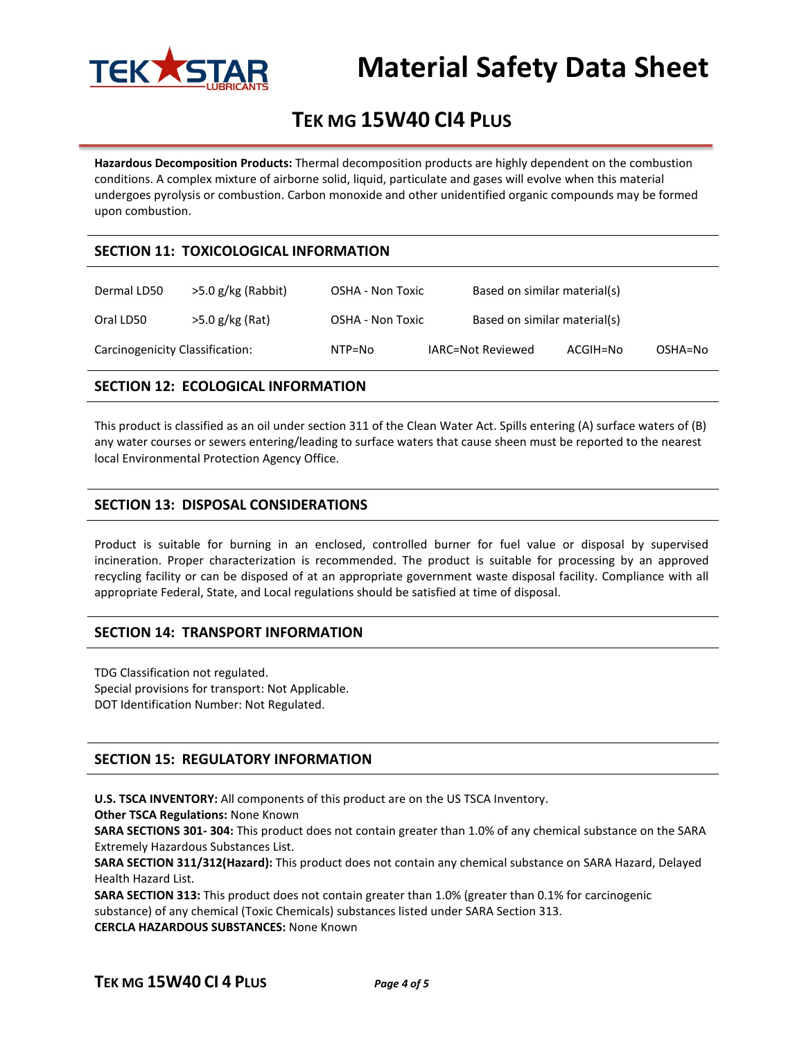**Hazardous Decomposition Products:** Thermal decomposition products are highly dependent on the combustion conditions. A complex mixture of airborne solid, liquid, particulate and gases will evolve when this material undergoes pyrolysis or combustion. Carbon monoxide and other unidentified organic compounds may be formed upon combustion.

## SECTION 11: TOXICOLOGICAL INFORMATION

| | | | | | |
|---|---|---|---|---|---|
| Dermal LD50 | >5.0 g/kg (Rabbit) | OSHA - Non Toxic | Based on similar material(s) | | |
| Oral LD50 | >5.0 g/kg (Rat) | OSHA - Non Toxic | Based on similar material(s) | | |
| Carcinogenicity Classification: | | NTP=No | IARC=Not Reviewed | ACGIH=No | OSHA=No |

## SECTION 12: ECOLOGICAL INFORMATION

This product is classified as an oil under section 311 of the Clean Water Act. Spills entering (A) surface waters of (B) any water courses or sewers entering/leading to surface waters that cause sheen must be reported to the nearest local Environmental Protection Agency Office.

## SECTION 13: DISPOSAL CONSIDERATIONS

Product is suitable for burning in an enclosed, controlled burner for fuel value or disposal by supervised incineration. Proper characterization is recommended. The product is suitable for processing by an approved recycling facility or can be disposed of at an appropriate government waste disposal facility. Compliance with all appropriate Federal, State, and Local regulations should be satisfied at time of disposal.

## SECTION 14: TRANSPORT INFORMATION

TDG Classification not regulated.
Special provisions for transport: Not Applicable.
DOT Identification Number: Not Regulated.

## SECTION 15: REGULATORY INFORMATION

**U.S. TSCA INVENTORY:** All components of this product are on the US TSCA Inventory.
**Other TSCA Regulations:** None Known
**SARA SECTIONS 301- 304:** This product does not contain greater than 1.0% of any chemical substance on the SARA Extremely Hazardous Substances List.
**SARA SECTION 311/312(Hazard):** This product does not contain any chemical substance on SARA Hazard, Delayed Health Hazard List.
**SARA SECTION 313:** This product does not contain greater than 1.0% (greater than 0.1% for carcinogenic substance) of any chemical (Toxic Chemicals) substances listed under SARA Section 313.
**CERCLA HAZARDOUS SUBSTANCES:** None Known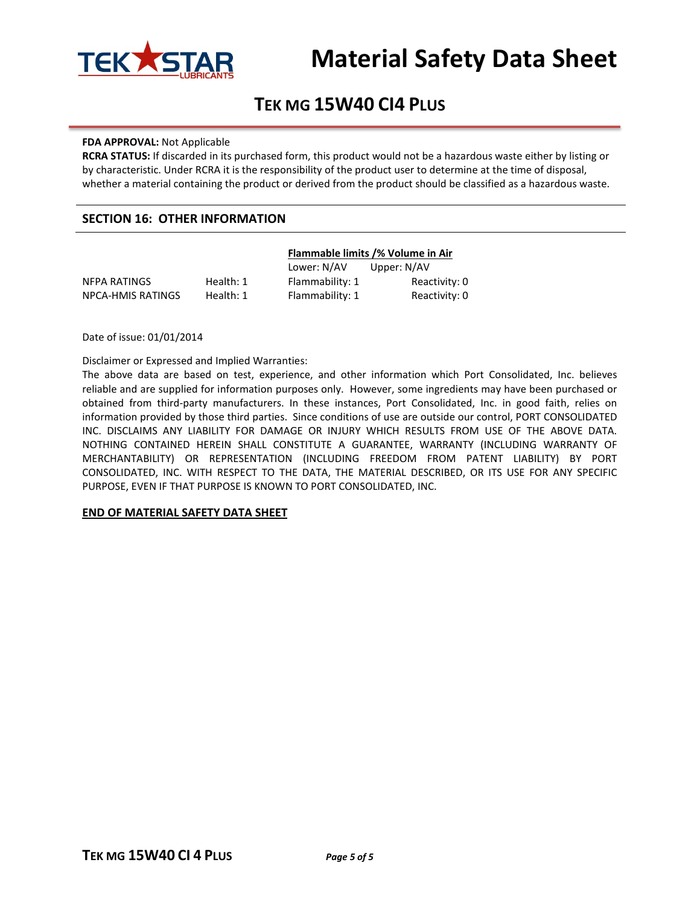**FDA APPROVAL:** Not Applicable

**RCRA STATUS:** If discarded in its purchased form, this product would not be a hazardous waste either by listing or by characteristic. Under RCRA it is the responsibility of the product user to determine at the time of disposal, whether a material containing the product or derived from the product should be classified as a hazardous waste.

## SECTION 16: OTHER INFORMATION

| | | | |
|---|---|---|---|
| | | **Flammable limits /% Volume in Air** | |
| | | Lower: N/AV    Upper: N/AV | |
| NFPA RATINGS | Health: 1 | Flammability: 1 | Reactivity: 0 |
| NPCA-HMIS RATINGS | Health: 1 | Flammability: 1 | Reactivity: 0 |

Date of issue: 01/01/2014

Disclaimer or Expressed and Implied Warranties:

The above data are based on test, experience, and other information which Port Consolidated, Inc. believes reliable and are supplied for information purposes only. However, some ingredients may have been purchased or obtained from third-party manufacturers. In these instances, Port Consolidated, Inc. in good faith, relies on information provided by those third parties. Since conditions of use are outside our control, PORT CONSOLIDATED INC. DISCLAIMS ANY LIABILITY FOR DAMAGE OR INJURY WHICH RESULTS FROM USE OF THE ABOVE DATA. NOTHING CONTAINED HEREIN SHALL CONSTITUTE A GUARANTEE, WARRANTY (INCLUDING WARRANTY OF MERCHANTABILITY) OR REPRESENTATION (INCLUDING FREEDOM FROM PATENT LIABILITY) BY PORT CONSOLIDATED, INC. WITH RESPECT TO THE DATA, THE MATERIAL DESCRIBED, OR ITS USE FOR ANY SPECIFIC PURPOSE, EVEN IF THAT PURPOSE IS KNOWN TO PORT CONSOLIDATED, INC.

**END OF MATERIAL SAFETY DATA SHEET**